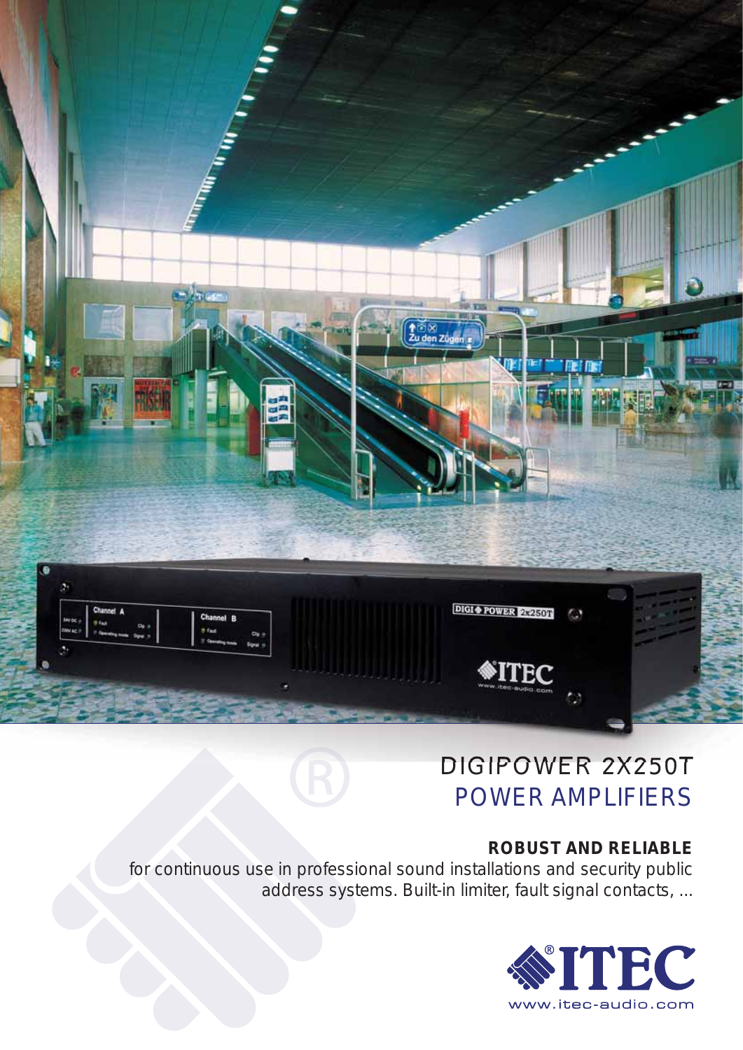# DIGIPOWER 2X250T

## POWER AMPLIFIERS

**ROBUST AND RELIABLE**

for continuous use in professional sound installations and security public address systems. Built-in limiter, fault signal contacts, ...

ITEC

www.itec-audio.com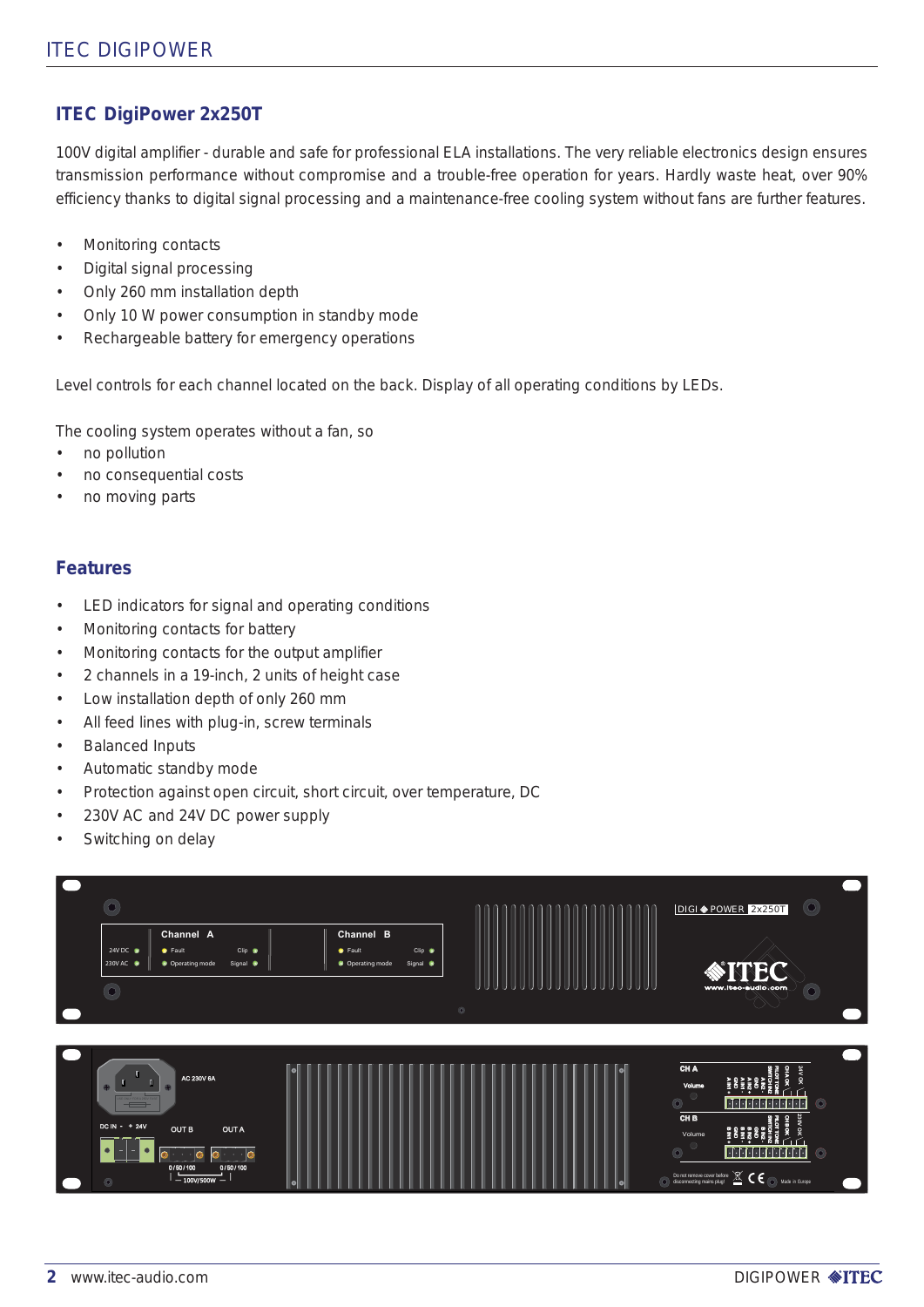## ITEC DigiPower 2x250T

100V digital amplifier - durable and safe for professional ELA installations. The very reliable electronics design ensures transmission performance without compromise and a trouble-free operation for years. Hardly waste heat, over 90% efficiency thanks to digital signal processing and a maintenance-free cooling system without fans are further features.

- Monitoring contacts
- Digital signal processing
- Only 260 mm installation depth
- Only 10 W power consumption in standby mode
- Rechargeable battery for emergency operations

Level controls for each channel located on the back. Display of all operating conditions by LEDs.

The cooling system operates without a fan, so

- no pollution
- no consequential costs
- no moving parts

## Features

- LED indicators for signal and operating conditions
- Monitoring contacts for battery
- Monitoring contacts for the output amplifier
- 2 channels in a 19-inch, 2 units of height case
- Low installation depth of only 260 mm
- All feed lines with plug-in, screw terminals
- Balanced Inputs
- Automatic standby mode
- Protection against open circuit, short circuit, over temperature, DC
- 230V AC and 24V DC power supply
- Switching on delay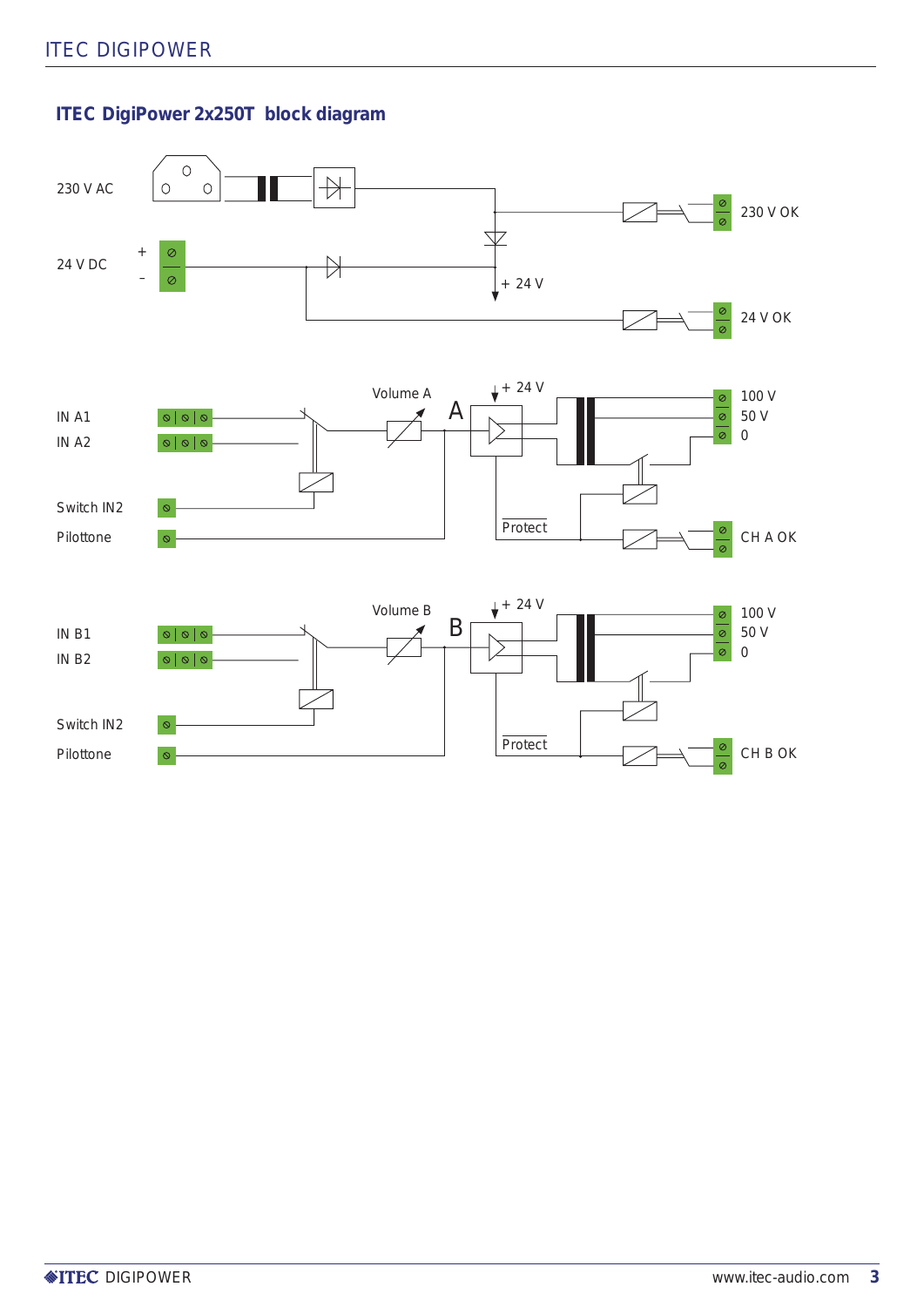## ITEC DigiPower 2x250T block diagram

230 V AC

24 V DC

+

-

230 V OK

+ 24 V

24 V OK

Volume A

A

+ 24 V

100 V

50 V

0

IN A1

IN A2

Switch IN2

Pilottone

Protect

CH A OK

Volume B

B

+ 24 V

100 V

50 V

0

IN B1

IN B2

Switch IN2

Pilottone

Protect

CH B OK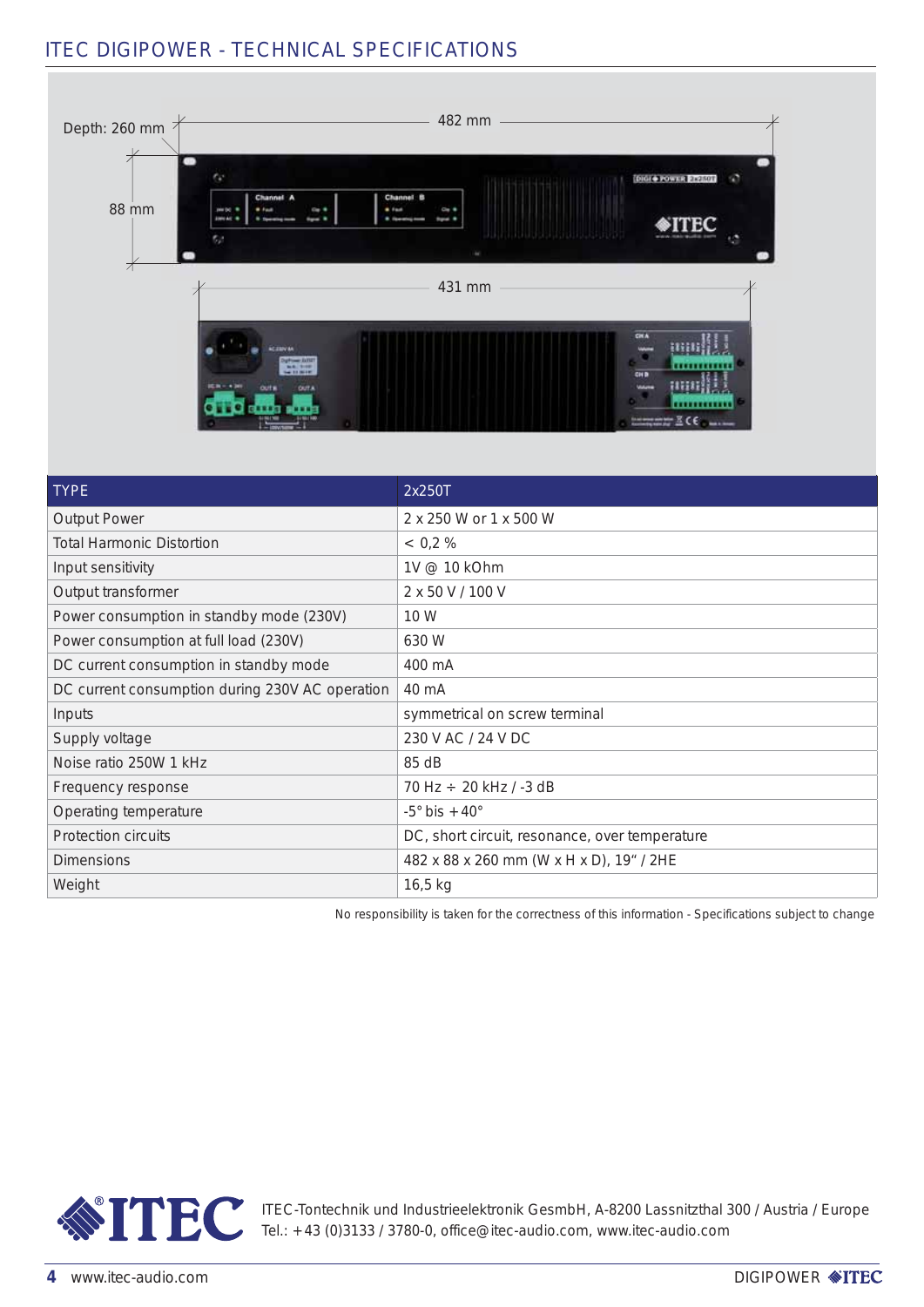# ITEC DIGIPOWER - TECHNICAL SPECIFICATIONS

Depth: 260 mm

482 mm

88 mm

431 mm

| TYPE | 2x250T |
|---|---|
| Output Power | 2 x 250 W or 1 x 500 W |
| Total Harmonic Distortion | < 0,2 % |
| Input sensitivity | 1V @ 10 kOhm |
| Output transformer | 2 x 50 V / 100 V |
| Power consumption in standby mode (230V) | 10 W |
| Power consumption at full load (230V) | 630 W |
| DC current consumption in standby mode | 400 mA |
| DC current consumption during 230V AC operation | 40 mA |
| Inputs | symmetrical on screw terminal |
| Supply voltage | 230 V AC / 24 V DC |
| Noise ratio 250W 1 kHz | 85 dB |
| Frequency response | 70 Hz ÷ 20 kHz / -3 dB |
| Operating temperature | -5° bis +40° |
| Protection circuits | DC, short circuit, resonance, over temperature |
| Dimensions | 482 x 88 x 260 mm (W x H x D), 19“ / 2HE |
| Weight | 16,5 kg |

No responsibility is taken for the correctness of this information - Specifications subject to change

ITEC-Tontechnik und Industrieelektronik GesmbH, A-8200 Lassnitzthal 300 / Austria / Europe
Tel.: +43 (0)3133 / 3780-0, office@itec-audio.com, www.itec-audio.com